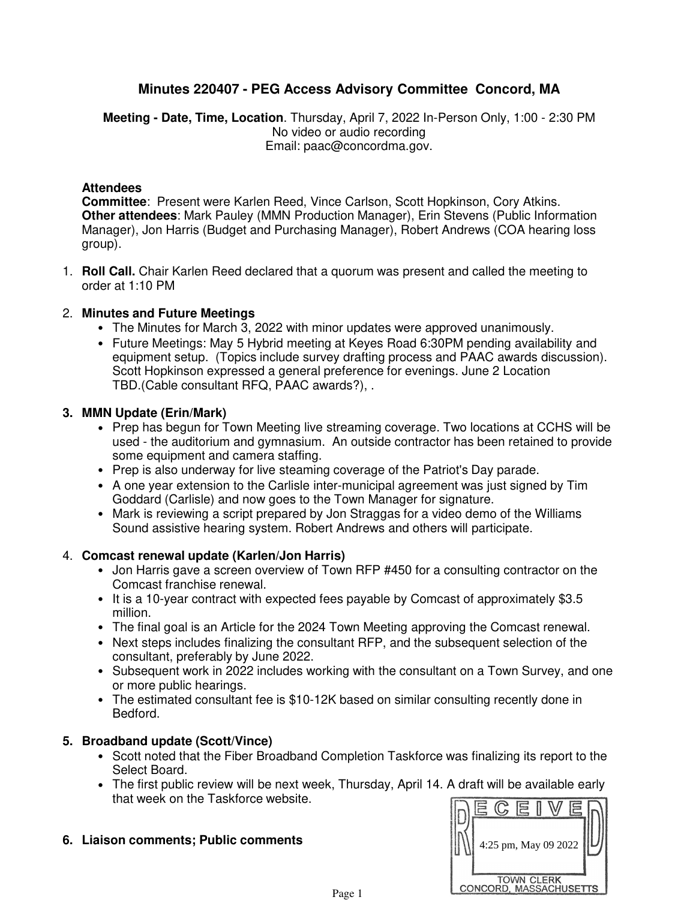# Minutes 220407 - PEG Access Advisory Committee Concord, MA

**Meeting - Date, Time, Location**. Thursday, April 7, 2022 In-Person Only, 1:00 - 2:30 PM
No video or audio recording
Email: paac@concordma.gov.

**Attendees**
**Committee**: Present were Karlen Reed, Vince Carlson, Scott Hopkinson, Cory Atkins.
**Other attendees**: Mark Pauley (MMN Production Manager), Erin Stevens (Public Information Manager), Jon Harris (Budget and Purchasing Manager), Robert Andrews (COA hearing loss group).

1. **Roll Call.** Chair Karlen Reed declared that a quorum was present and called the meeting to order at 1:10 PM

2. **Minutes and Future Meetings**
   - The Minutes for March 3, 2022 with minor updates were approved unanimously.
   - Future Meetings: May 5 Hybrid meeting at Keyes Road 6:30PM pending availability and equipment setup. (Topics include survey drafting process and PAAC awards discussion). Scott Hopkinson expressed a general preference for evenings. June 2 Location TBD.(Cable consultant RFQ, PAAC awards?), .

3. **MMN Update (Erin/Mark)**
   - Prep has begun for Town Meeting live streaming coverage. Two locations at CCHS will be used - the auditorium and gymnasium. An outside contractor has been retained to provide some equipment and camera staffing.
   - Prep is also underway for live steaming coverage of the Patriot's Day parade.
   - A one year extension to the Carlisle inter-municipal agreement was just signed by Tim Goddard (Carlisle) and now goes to the Town Manager for signature.
   - Mark is reviewing a script prepared by Jon Straggas for a video demo of the Williams Sound assistive hearing system. Robert Andrews and others will participate.

4. **Comcast renewal update (Karlen/Jon Harris)**
   - Jon Harris gave a screen overview of Town RFP #450 for a consulting contractor on the Comcast franchise renewal.
   - It is a 10-year contract with expected fees payable by Comcast of approximately $3.5 million.
   - The final goal is an Article for the 2024 Town Meeting approving the Comcast renewal.
   - Next steps includes finalizing the consultant RFP, and the subsequent selection of the consultant, preferably by June 2022.
   - Subsequent work in 2022 includes working with the consultant on a Town Survey, and one or more public hearings.
   - The estimated consultant fee is $10-12K based on similar consulting recently done in Bedford.

5. **Broadband update (Scott/Vince)**
   - Scott noted that the Fiber Broadband Completion Taskforce was finalizing its report to the Select Board.
   - The first public review will be next week, Thursday, April 14. A draft will be available early that week on the Taskforce website.

6. **Liaison comments; Public comments**

RECEIVED
4:25 pm, May 09 2022
TOWN CLERK
CONCORD, MASSACHUSETTS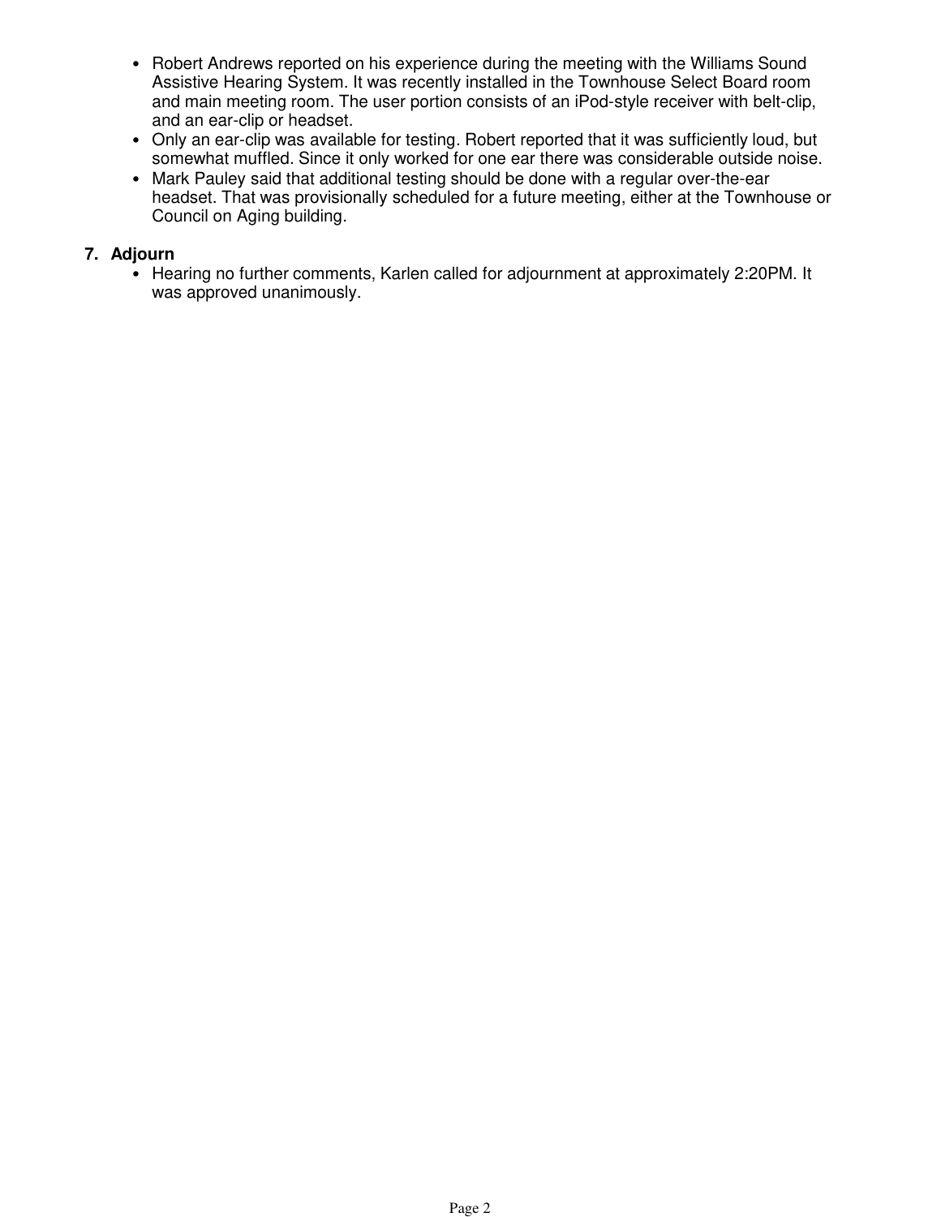- Robert Andrews reported on his experience during the meeting with the Williams Sound Assistive Hearing System. It was recently installed in the Townhouse Select Board room and main meeting room. The user portion consists of an iPod-style receiver with belt-clip, and an ear-clip or headset.
- Only an ear-clip was available for testing. Robert reported that it was sufficiently loud, but somewhat muffled. Since it only worked for one ear there was considerable outside noise.
- Mark Pauley said that additional testing should be done with a regular over-the-ear headset. That was provisionally scheduled for a future meeting, either at the Townhouse or Council on Aging building.

7. **Adjourn**
   - Hearing no further comments, Karlen called for adjournment at approximately 2:20PM. It was approved unanimously.